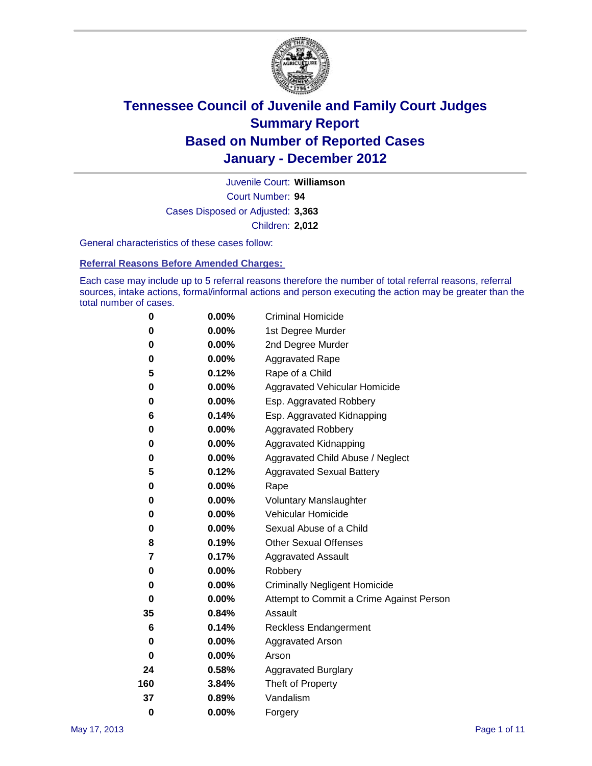# Tennessee Council of Juvenile and Family Court Judges
## Summary Report
## Based on Number of Reported Cases
## January - December 2012

Juvenile Court: **Williamson**

Court Number: **94**

Cases Disposed or Adjusted: **3,363**

Children: **2,012**

General characteristics of these cases follow:

### Referral Reasons Before Amended Charges:

Each case may include up to 5 referral reasons therefore the number of total referral reasons, referral sources, intake actions, formal/informal actions and person executing the action may be greater than the total number of cases.

| Count | Percent | Referral Reason |
|---|---|---|
| 0 | 0.00% | Criminal Homicide |
| 0 | 0.00% | 1st Degree Murder |
| 0 | 0.00% | 2nd Degree Murder |
| 0 | 0.00% | Aggravated Rape |
| 5 | 0.12% | Rape of a Child |
| 0 | 0.00% | Aggravated Vehicular Homicide |
| 0 | 0.00% | Esp. Aggravated Robbery |
| 6 | 0.14% | Esp. Aggravated Kidnapping |
| 0 | 0.00% | Aggravated Robbery |
| 0 | 0.00% | Aggravated Kidnapping |
| 0 | 0.00% | Aggravated Child Abuse / Neglect |
| 5 | 0.12% | Aggravated Sexual Battery |
| 0 | 0.00% | Rape |
| 0 | 0.00% | Voluntary Manslaughter |
| 0 | 0.00% | Vehicular Homicide |
| 0 | 0.00% | Sexual Abuse of a Child |
| 8 | 0.19% | Other Sexual Offenses |
| 7 | 0.17% | Aggravated Assault |
| 0 | 0.00% | Robbery |
| 0 | 0.00% | Criminally Negligent Homicide |
| 0 | 0.00% | Attempt to Commit a Crime Against Person |
| 35 | 0.84% | Assault |
| 6 | 0.14% | Reckless Endangerment |
| 0 | 0.00% | Aggravated Arson |
| 0 | 0.00% | Arson |
| 24 | 0.58% | Aggravated Burglary |
| 160 | 3.84% | Theft of Property |
| 37 | 0.89% | Vandalism |
| 0 | 0.00% | Forgery |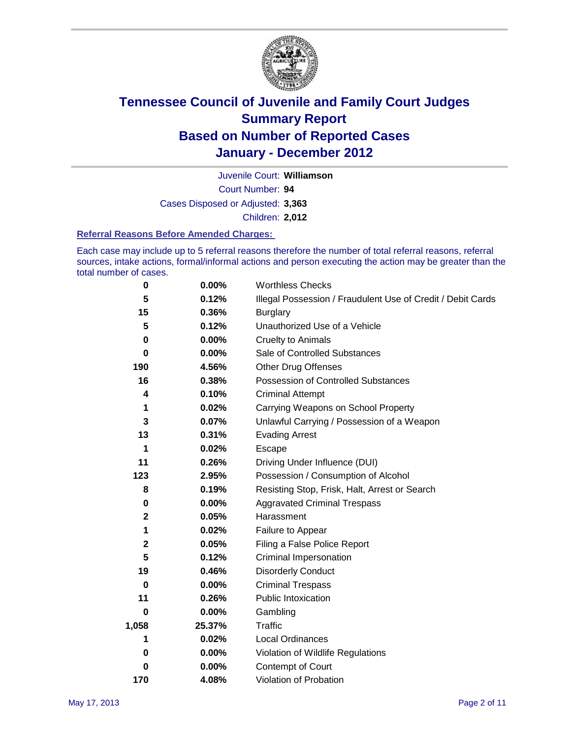# Tennessee Council of Juvenile and Family Court Judges
# Summary Report
# Based on Number of Reported Cases
# January - December 2012

Juvenile Court: **Williamson**

Court Number: **94**

Cases Disposed or Adjusted: **3,363**

Children: **2,012**

### Referral Reasons Before Amended Charges:

Each case may include up to 5 referral reasons therefore the number of total referral reasons, referral sources, intake actions, formal/informal actions and person executing the action may be greater than the total number of cases.

| | | |
|---|---|---|
| 0 | 0.00% | Worthless Checks |
| 5 | 0.12% | Illegal Possession / Fraudulent Use of Credit / Debit Cards |
| 15 | 0.36% | Burglary |
| 5 | 0.12% | Unauthorized Use of a Vehicle |
| 0 | 0.00% | Cruelty to Animals |
| 0 | 0.00% | Sale of Controlled Substances |
| 190 | 4.56% | Other Drug Offenses |
| 16 | 0.38% | Possession of Controlled Substances |
| 4 | 0.10% | Criminal Attempt |
| 1 | 0.02% | Carrying Weapons on School Property |
| 3 | 0.07% | Unlawful Carrying / Possession of a Weapon |
| 13 | 0.31% | Evading Arrest |
| 1 | 0.02% | Escape |
| 11 | 0.26% | Driving Under Influence (DUI) |
| 123 | 2.95% | Possession / Consumption of Alcohol |
| 8 | 0.19% | Resisting Stop, Frisk, Halt, Arrest or Search |
| 0 | 0.00% | Aggravated Criminal Trespass |
| 2 | 0.05% | Harassment |
| 1 | 0.02% | Failure to Appear |
| 2 | 0.05% | Filing a False Police Report |
| 5 | 0.12% | Criminal Impersonation |
| 19 | 0.46% | Disorderly Conduct |
| 0 | 0.00% | Criminal Trespass |
| 11 | 0.26% | Public Intoxication |
| 0 | 0.00% | Gambling |
| 1,058 | 25.37% | Traffic |
| 1 | 0.02% | Local Ordinances |
| 0 | 0.00% | Violation of Wildlife Regulations |
| 0 | 0.00% | Contempt of Court |
| 170 | 4.08% | Violation of Probation |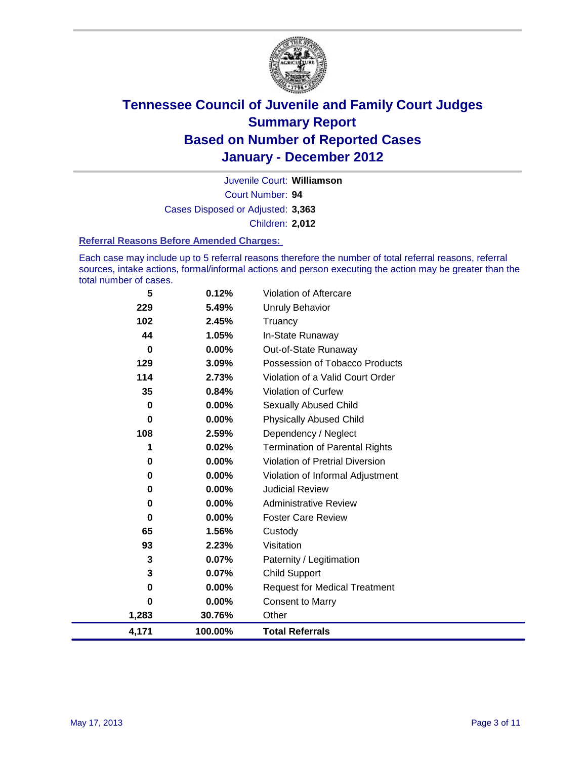# Tennessee Council of Juvenile and Family Court Judges
## Summary Report
## Based on Number of Reported Cases
## January - December 2012

Juvenile Court: **Williamson**
Court Number: **94**
Cases Disposed or Adjusted: **3,363**
Children: **2,012**

### Referral Reasons Before Amended Charges:

Each case may include up to 5 referral reasons therefore the number of total referral reasons, referral sources, intake actions, formal/informal actions and person executing the action may be greater than the total number of cases.

| | | |
|---|---|---|
| 5 | 0.12% | Violation of Aftercare |
| 229 | 5.49% | Unruly Behavior |
| 102 | 2.45% | Truancy |
| 44 | 1.05% | In-State Runaway |
| 0 | 0.00% | Out-of-State Runaway |
| 129 | 3.09% | Possession of Tobacco Products |
| 114 | 2.73% | Violation of a Valid Court Order |
| 35 | 0.84% | Violation of Curfew |
| 0 | 0.00% | Sexually Abused Child |
| 0 | 0.00% | Physically Abused Child |
| 108 | 2.59% | Dependency / Neglect |
| 1 | 0.02% | Termination of Parental Rights |
| 0 | 0.00% | Violation of Pretrial Diversion |
| 0 | 0.00% | Violation of Informal Adjustment |
| 0 | 0.00% | Judicial Review |
| 0 | 0.00% | Administrative Review |
| 0 | 0.00% | Foster Care Review |
| 65 | 1.56% | Custody |
| 93 | 2.23% | Visitation |
| 3 | 0.07% | Paternity / Legitimation |
| 3 | 0.07% | Child Support |
| 0 | 0.00% | Request for Medical Treatment |
| 0 | 0.00% | Consent to Marry |
| 1,283 | 30.76% | Other |
| **4,171** | **100.00%** | **Total Referrals** |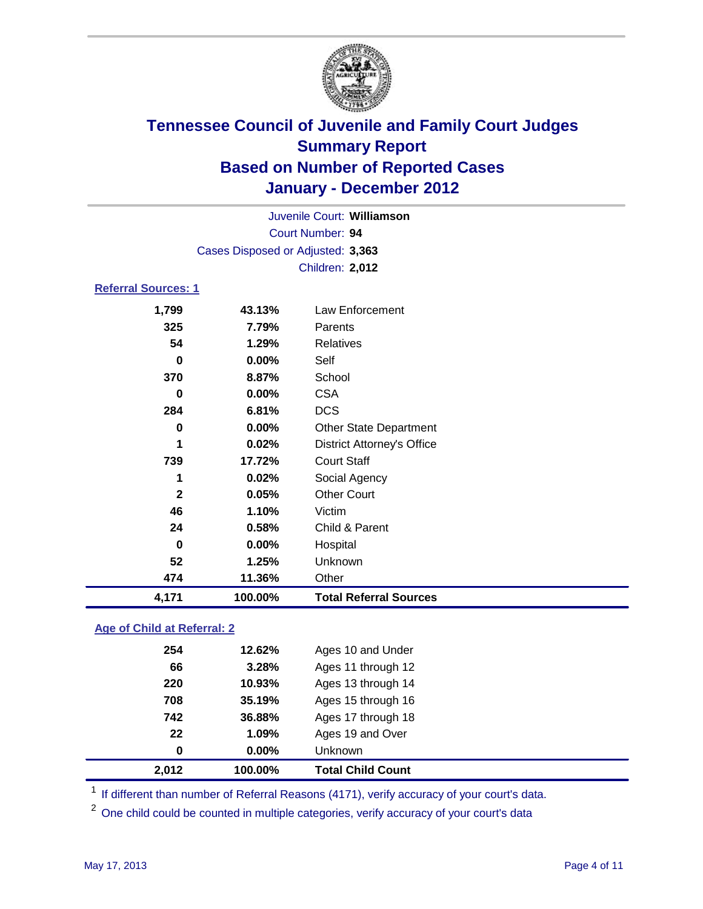# Tennessee Council of Juvenile and Family Court Judges
## Summary Report
## Based on Number of Reported Cases
## January - December 2012

Juvenile Court: **Williamson**

Court Number: **94**

Cases Disposed or Adjusted: **3,363**

Children: **2,012**

### Referral Sources: 1

| | | |
|---|---|---|
| 1,799 | 43.13% | Law Enforcement |
| 325 | 7.79% | Parents |
| 54 | 1.29% | Relatives |
| 0 | 0.00% | Self |
| 370 | 8.87% | School |
| 0 | 0.00% | CSA |
| 284 | 6.81% | DCS |
| 0 | 0.00% | Other State Department |
| 1 | 0.02% | District Attorney's Office |
| 739 | 17.72% | Court Staff |
| 1 | 0.02% | Social Agency |
| 2 | 0.05% | Other Court |
| 46 | 1.10% | Victim |
| 24 | 0.58% | Child & Parent |
| 0 | 0.00% | Hospital |
| 52 | 1.25% | Unknown |
| 474 | 11.36% | Other |
| **4,171** | **100.00%** | **Total Referral Sources** |

### Age of Child at Referral: 2

| | | |
|---|---|---|
| 254 | 12.62% | Ages 10 and Under |
| 66 | 3.28% | Ages 11 through 12 |
| 220 | 10.93% | Ages 13 through 14 |
| 708 | 35.19% | Ages 15 through 16 |
| 742 | 36.88% | Ages 17 through 18 |
| 22 | 1.09% | Ages 19 and Over |
| 0 | 0.00% | Unknown |
| **2,012** | **100.00%** | **Total Child Count** |

[1] If different than number of Referral Reasons (4171), verify accuracy of your court's data.

[2] One child could be counted in multiple categories, verify accuracy of your court's data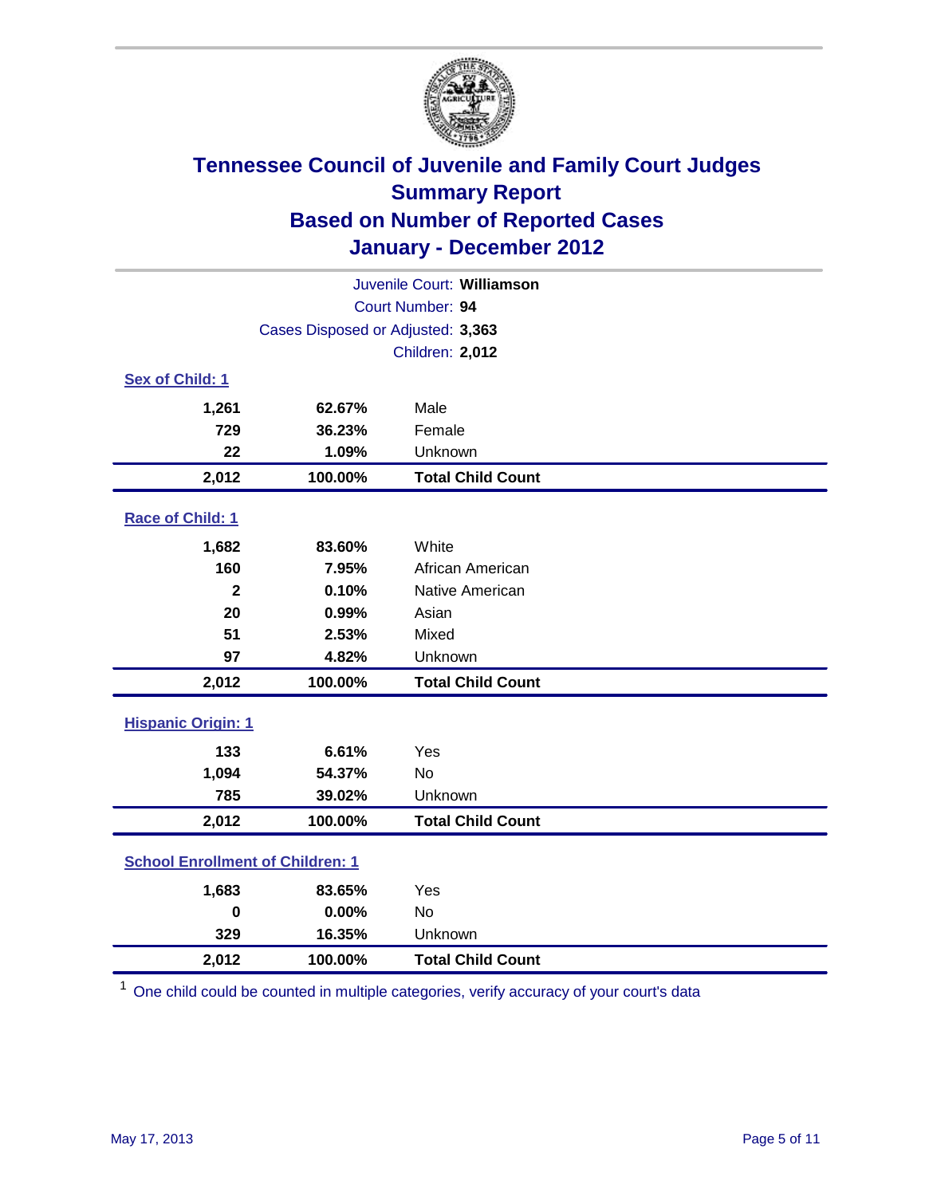# Tennessee Council of Juvenile and Family Court Judges
## Summary Report
## Based on Number of Reported Cases
## January - December 2012

Juvenile Court: **Williamson**
Court Number: **94**
Cases Disposed or Adjusted: **3,363**
Children: **2,012**

### Sex of Child: 1

| | | |
|---|---|---|
| 1,261 | 62.67% | Male |
| 729 | 36.23% | Female |
| 22 | 1.09% | Unknown |
| **2,012** | **100.00%** | **Total Child Count** |

### Race of Child: 1

| | | |
|---|---|---|
| 1,682 | 83.60% | White |
| 160 | 7.95% | African American |
| 2 | 0.10% | Native American |
| 20 | 0.99% | Asian |
| 51 | 2.53% | Mixed |
| 97 | 4.82% | Unknown |
| **2,012** | **100.00%** | **Total Child Count** |

### Hispanic Origin: 1

| | | |
|---|---|---|
| 133 | 6.61% | Yes |
| 1,094 | 54.37% | No |
| 785 | 39.02% | Unknown |
| **2,012** | **100.00%** | **Total Child Count** |

### School Enrollment of Children: 1

| | | |
|---|---|---|
| 1,683 | 83.65% | Yes |
| 0 | 0.00% | No |
| 329 | 16.35% | Unknown |
| **2,012** | **100.00%** | **Total Child Count** |

[1] One child could be counted in multiple categories, verify accuracy of your court's data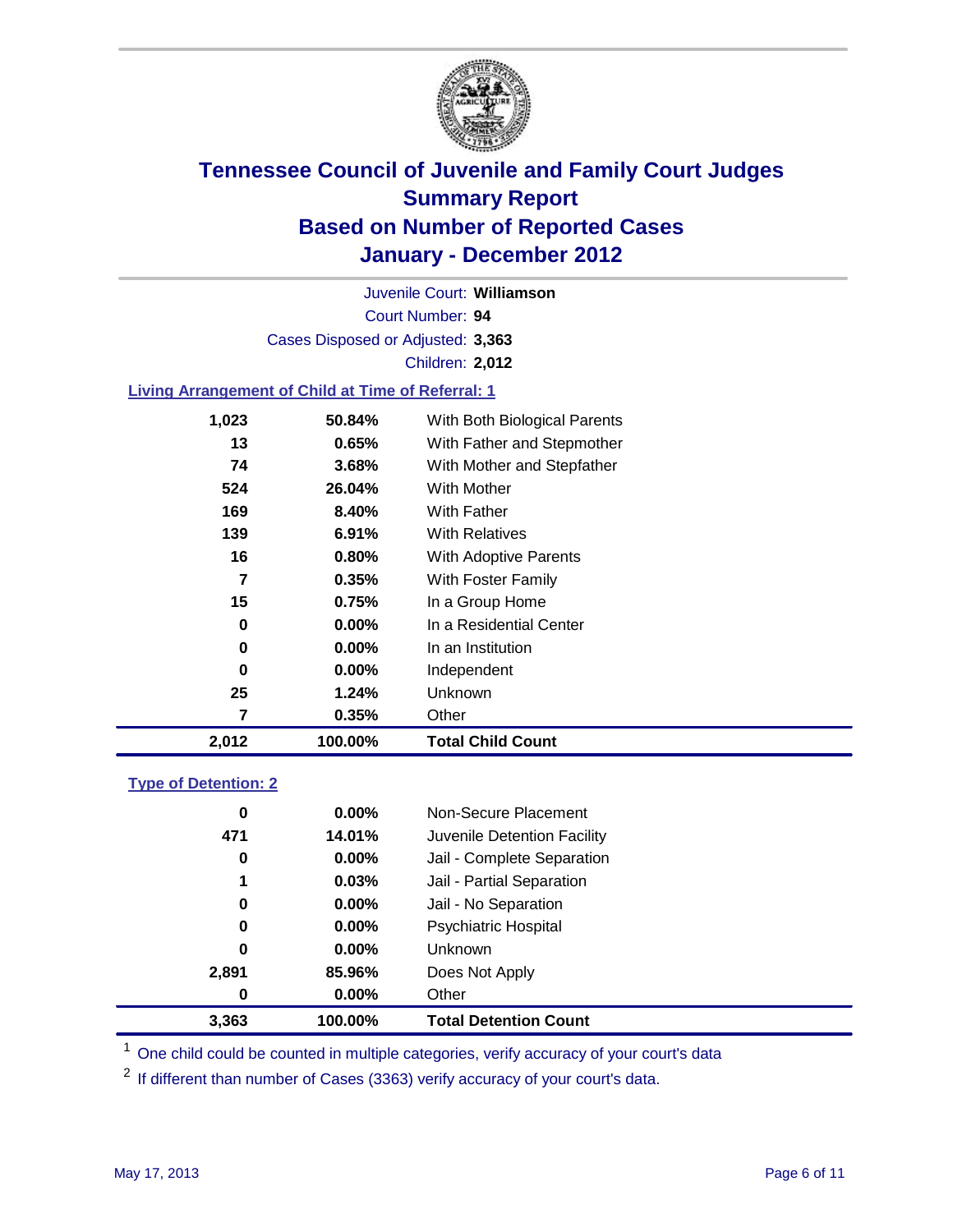# Tennessee Council of Juvenile and Family Court Judges
## Summary Report
## Based on Number of Reported Cases
## January - December 2012

Juvenile Court: **Williamson**

Court Number: **94**

Cases Disposed or Adjusted: **3,363**

Children: **2,012**

### Living Arrangement of Child at Time of Referral: 1

| | | |
|---|---|---|
| 1,023 | 50.84% | With Both Biological Parents |
| 13 | 0.65% | With Father and Stepmother |
| 74 | 3.68% | With Mother and Stepfather |
| 524 | 26.04% | With Mother |
| 169 | 8.40% | With Father |
| 139 | 6.91% | With Relatives |
| 16 | 0.80% | With Adoptive Parents |
| 7 | 0.35% | With Foster Family |
| 15 | 0.75% | In a Group Home |
| 0 | 0.00% | In a Residential Center |
| 0 | 0.00% | In an Institution |
| 0 | 0.00% | Independent |
| 25 | 1.24% | Unknown |
| 7 | 0.35% | Other |
| **2,012** | **100.00%** | **Total Child Count** |

### Type of Detention: 2

| | | |
|---|---|---|
| 0 | 0.00% | Non-Secure Placement |
| 471 | 14.01% | Juvenile Detention Facility |
| 0 | 0.00% | Jail - Complete Separation |
| 1 | 0.03% | Jail - Partial Separation |
| 0 | 0.00% | Jail - No Separation |
| 0 | 0.00% | Psychiatric Hospital |
| 0 | 0.00% | Unknown |
| 2,891 | 85.96% | Does Not Apply |
| 0 | 0.00% | Other |
| **3,363** | **100.00%** | **Total Detention Count** |

[1] One child could be counted in multiple categories, verify accuracy of your court's data

[2] If different than number of Cases (3363) verify accuracy of your court's data.

May 17, 2013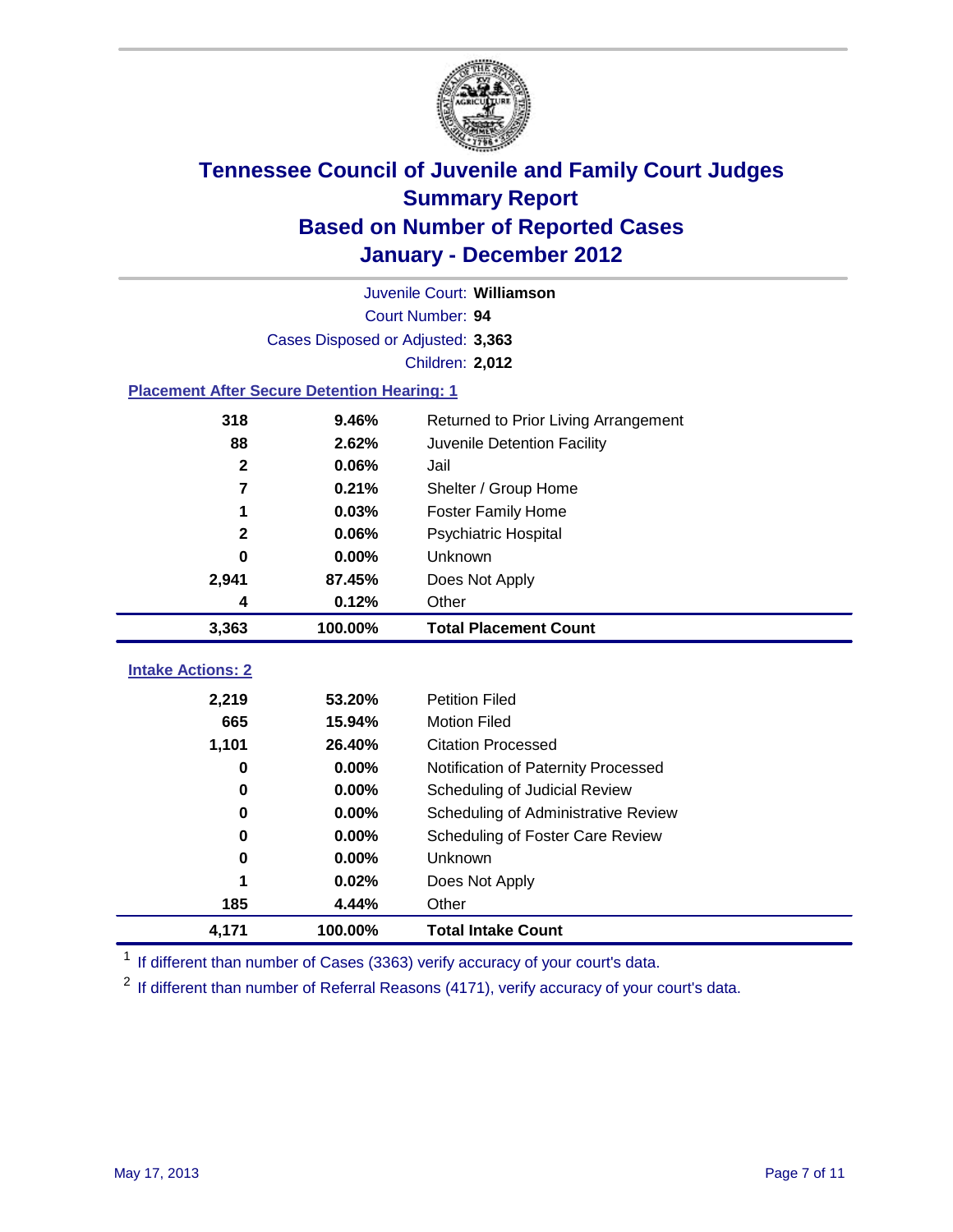# Tennessee Council of Juvenile and Family Court Judges
## Summary Report
## Based on Number of Reported Cases
## January - December 2012

Juvenile Court: **Williamson**

Court Number: **94**

Cases Disposed or Adjusted: **3,363**

Children: **2,012**

### Placement After Secure Detention Hearing: 1

| | | |
|---|---|---|
| 318 | 9.46% | Returned to Prior Living Arrangement |
| 88 | 2.62% | Juvenile Detention Facility |
| 2 | 0.06% | Jail |
| 7 | 0.21% | Shelter / Group Home |
| 1 | 0.03% | Foster Family Home |
| 2 | 0.06% | Psychiatric Hospital |
| 0 | 0.00% | Unknown |
| 2,941 | 87.45% | Does Not Apply |
| 4 | 0.12% | Other |
| **3,363** | **100.00%** | **Total Placement Count** |

### Intake Actions: 2

| | | |
|---|---|---|
| 2,219 | 53.20% | Petition Filed |
| 665 | 15.94% | Motion Filed |
| 1,101 | 26.40% | Citation Processed |
| 0 | 0.00% | Notification of Paternity Processed |
| 0 | 0.00% | Scheduling of Judicial Review |
| 0 | 0.00% | Scheduling of Administrative Review |
| 0 | 0.00% | Scheduling of Foster Care Review |
| 0 | 0.00% | Unknown |
| 1 | 0.02% | Does Not Apply |
| 185 | 4.44% | Other |
| **4,171** | **100.00%** | **Total Intake Count** |

[1] If different than number of Cases (3363) verify accuracy of your court's data.

[2] If different than number of Referral Reasons (4171), verify accuracy of your court's data.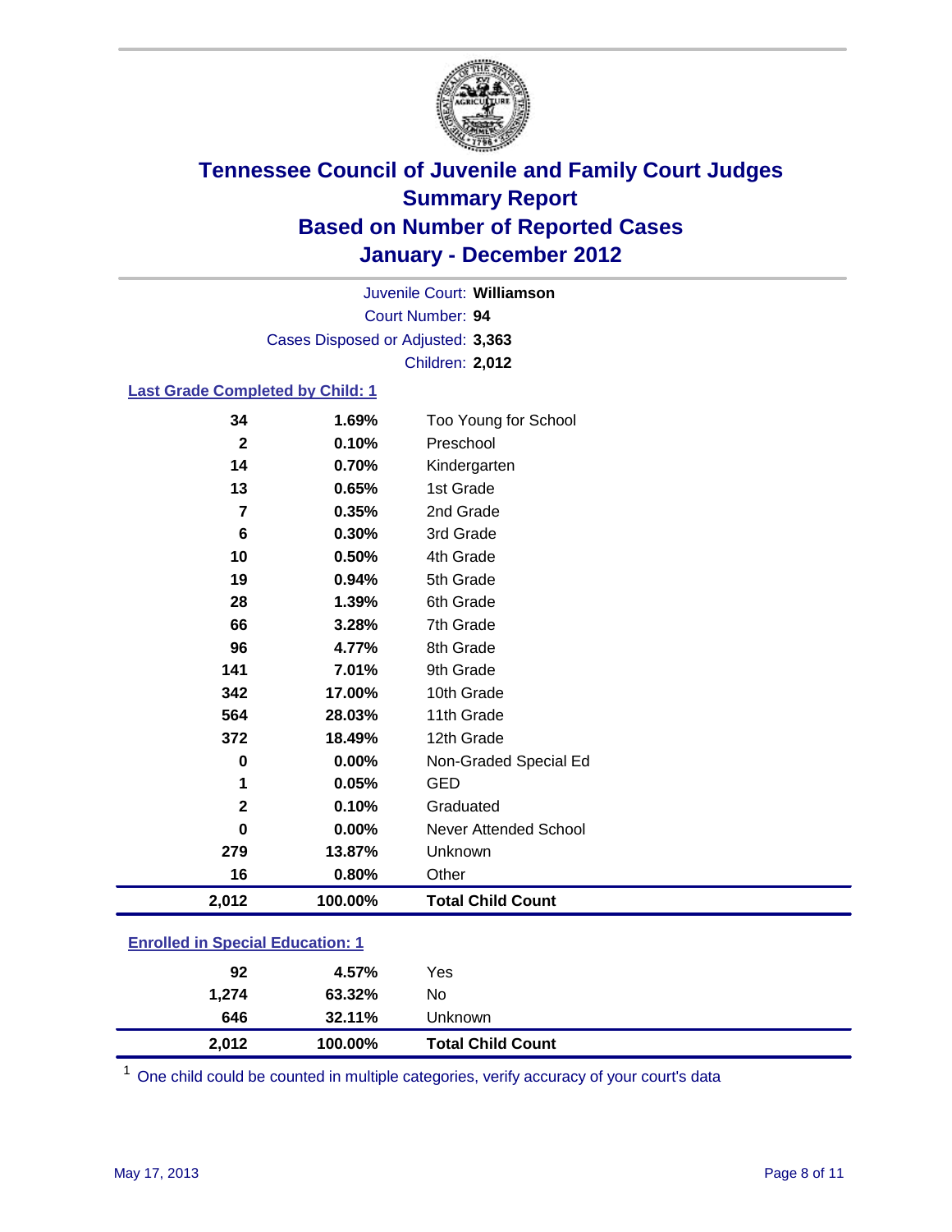# Tennessee Council of Juvenile and Family Court Judges
## Summary Report
## Based on Number of Reported Cases
## January - December 2012

Juvenile Court: **Williamson**

Court Number: **94**

Cases Disposed or Adjusted: **3,363**

Children: **2,012**

### Last Grade Completed by Child: 1

| | | |
|---|---|---|
| 34 | 1.69% | Too Young for School |
| 2 | 0.10% | Preschool |
| 14 | 0.70% | Kindergarten |
| 13 | 0.65% | 1st Grade |
| 7 | 0.35% | 2nd Grade |
| 6 | 0.30% | 3rd Grade |
| 10 | 0.50% | 4th Grade |
| 19 | 0.94% | 5th Grade |
| 28 | 1.39% | 6th Grade |
| 66 | 3.28% | 7th Grade |
| 96 | 4.77% | 8th Grade |
| 141 | 7.01% | 9th Grade |
| 342 | 17.00% | 10th Grade |
| 564 | 28.03% | 11th Grade |
| 372 | 18.49% | 12th Grade |
| 0 | 0.00% | Non-Graded Special Ed |
| 1 | 0.05% | GED |
| 2 | 0.10% | Graduated |
| 0 | 0.00% | Never Attended School |
| 279 | 13.87% | Unknown |
| 16 | 0.80% | Other |
| **2,012** | **100.00%** | **Total Child Count** |

### Enrolled in Special Education: 1

| | | |
|---|---|---|
| 92 | 4.57% | Yes |
| 1,274 | 63.32% | No |
| 646 | 32.11% | Unknown |
| **2,012** | **100.00%** | **Total Child Count** |

[1] One child could be counted in multiple categories, verify accuracy of your court's data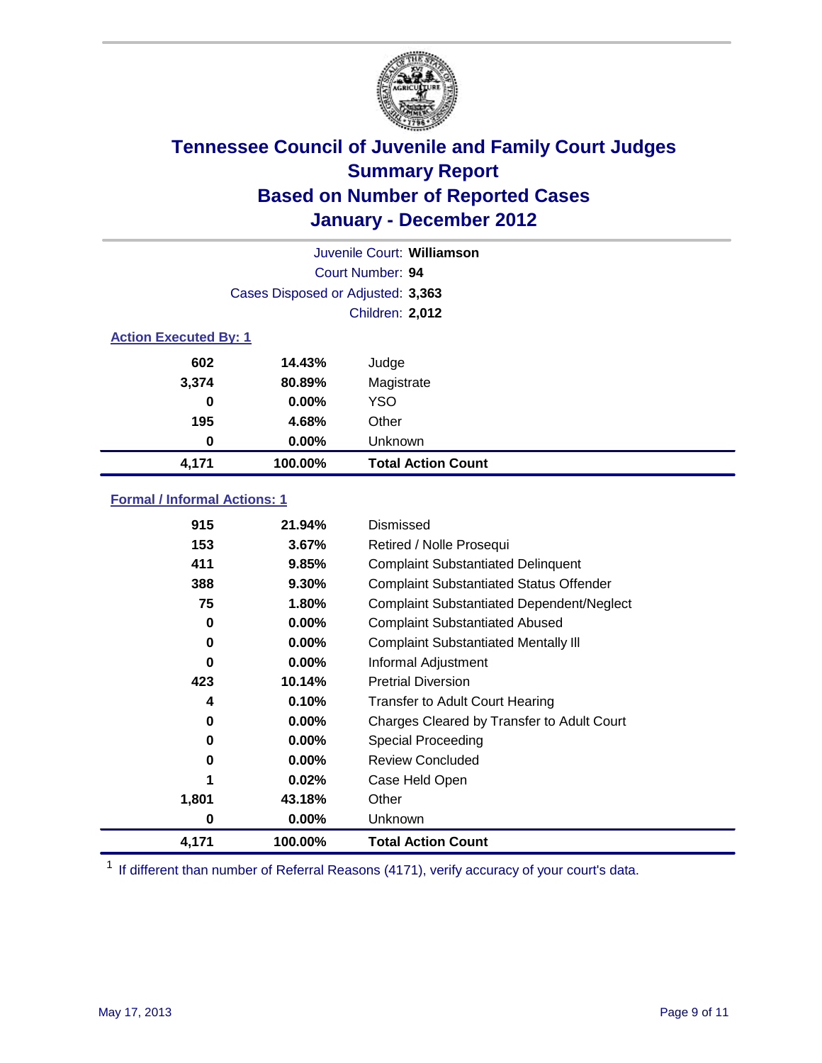# Tennessee Council of Juvenile and Family Court Judges
## Summary Report
## Based on Number of Reported Cases
## January - December 2012

Juvenile Court: **Williamson**

Court Number: **94**

Cases Disposed or Adjusted: **3,363**

Children: **2,012**

### Action Executed By: 1

| | | |
|---|---|---|
| 602 | 14.43% | Judge |
| 3,374 | 80.89% | Magistrate |
| 0 | 0.00% | YSO |
| 195 | 4.68% | Other |
| 0 | 0.00% | Unknown |
| **4,171** | **100.00%** | **Total Action Count** |

### Formal / Informal Actions: 1

| | | |
|---|---|---|
| 915 | 21.94% | Dismissed |
| 153 | 3.67% | Retired / Nolle Prosequi |
| 411 | 9.85% | Complaint Substantiated Delinquent |
| 388 | 9.30% | Complaint Substantiated Status Offender |
| 75 | 1.80% | Complaint Substantiated Dependent/Neglect |
| 0 | 0.00% | Complaint Substantiated Abused |
| 0 | 0.00% | Complaint Substantiated Mentally Ill |
| 0 | 0.00% | Informal Adjustment |
| 423 | 10.14% | Pretrial Diversion |
| 4 | 0.10% | Transfer to Adult Court Hearing |
| 0 | 0.00% | Charges Cleared by Transfer to Adult Court |
| 0 | 0.00% | Special Proceeding |
| 0 | 0.00% | Review Concluded |
| 1 | 0.02% | Case Held Open |
| 1,801 | 43.18% | Other |
| 0 | 0.00% | Unknown |
| **4,171** | **100.00%** | **Total Action Count** |

[1] If different than number of Referral Reasons (4171), verify accuracy of your court's data.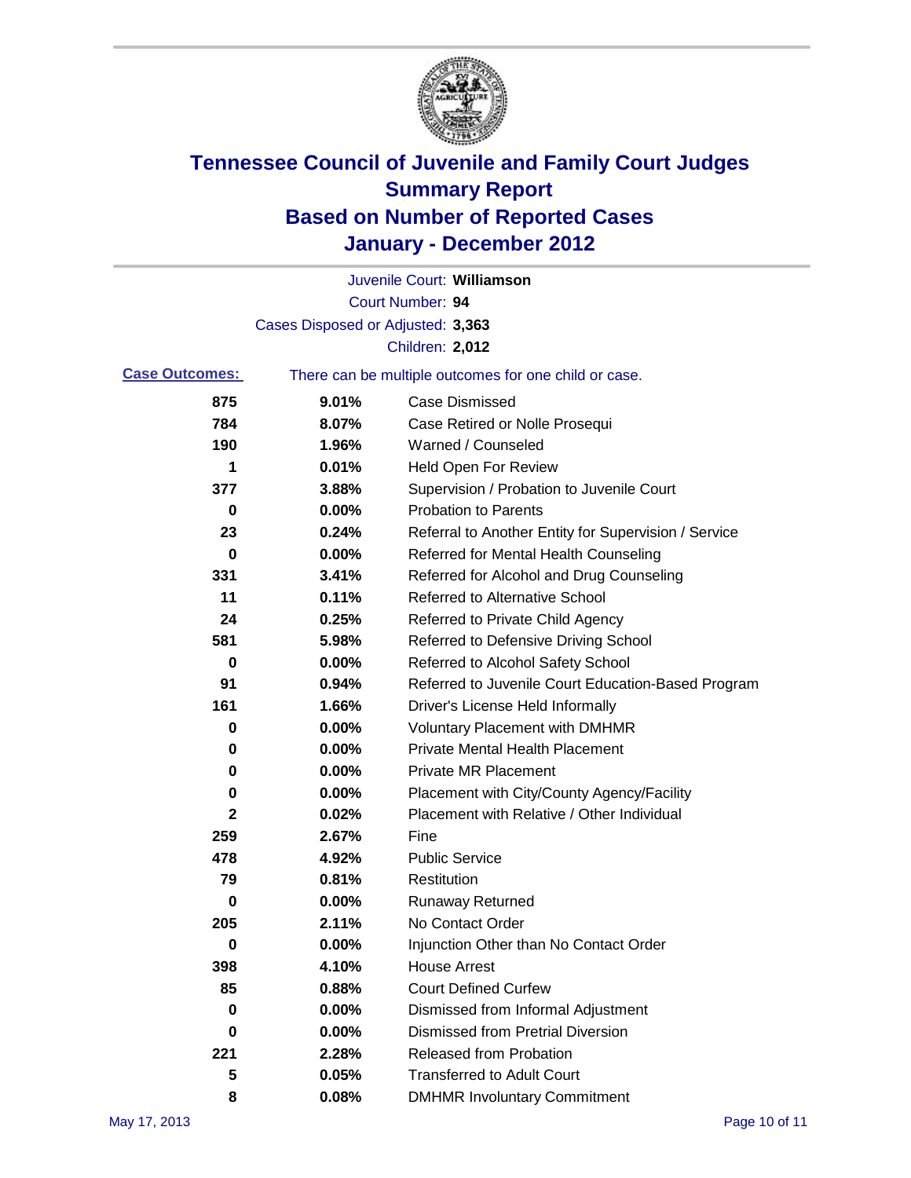# Tennessee Council of Juvenile and Family Court Judges
# Summary Report
# Based on Number of Reported Cases
# January - December 2012

Juvenile Court: **Williamson**

Court Number: **94**

Cases Disposed or Adjusted: **3,363**

Children: **2,012**

**Case Outcomes:** There can be multiple outcomes for one child or case.

| | | |
|---|---|---|
| 875 | 9.01% | Case Dismissed |
| 784 | 8.07% | Case Retired or Nolle Prosequi |
| 190 | 1.96% | Warned / Counseled |
| 1 | 0.01% | Held Open For Review |
| 377 | 3.88% | Supervision / Probation to Juvenile Court |
| 0 | 0.00% | Probation to Parents |
| 23 | 0.24% | Referral to Another Entity for Supervision / Service |
| 0 | 0.00% | Referred for Mental Health Counseling |
| 331 | 3.41% | Referred for Alcohol and Drug Counseling |
| 11 | 0.11% | Referred to Alternative School |
| 24 | 0.25% | Referred to Private Child Agency |
| 581 | 5.98% | Referred to Defensive Driving School |
| 0 | 0.00% | Referred to Alcohol Safety School |
| 91 | 0.94% | Referred to Juvenile Court Education-Based Program |
| 161 | 1.66% | Driver's License Held Informally |
| 0 | 0.00% | Voluntary Placement with DMHMR |
| 0 | 0.00% | Private Mental Health Placement |
| 0 | 0.00% | Private MR Placement |
| 0 | 0.00% | Placement with City/County Agency/Facility |
| 2 | 0.02% | Placement with Relative / Other Individual |
| 259 | 2.67% | Fine |
| 478 | 4.92% | Public Service |
| 79 | 0.81% | Restitution |
| 0 | 0.00% | Runaway Returned |
| 205 | 2.11% | No Contact Order |
| 0 | 0.00% | Injunction Other than No Contact Order |
| 398 | 4.10% | House Arrest |
| 85 | 0.88% | Court Defined Curfew |
| 0 | 0.00% | Dismissed from Informal Adjustment |
| 0 | 0.00% | Dismissed from Pretrial Diversion |
| 221 | 2.28% | Released from Probation |
| 5 | 0.05% | Transferred to Adult Court |
| 8 | 0.08% | DMHMR Involuntary Commitment |

May 17, 2013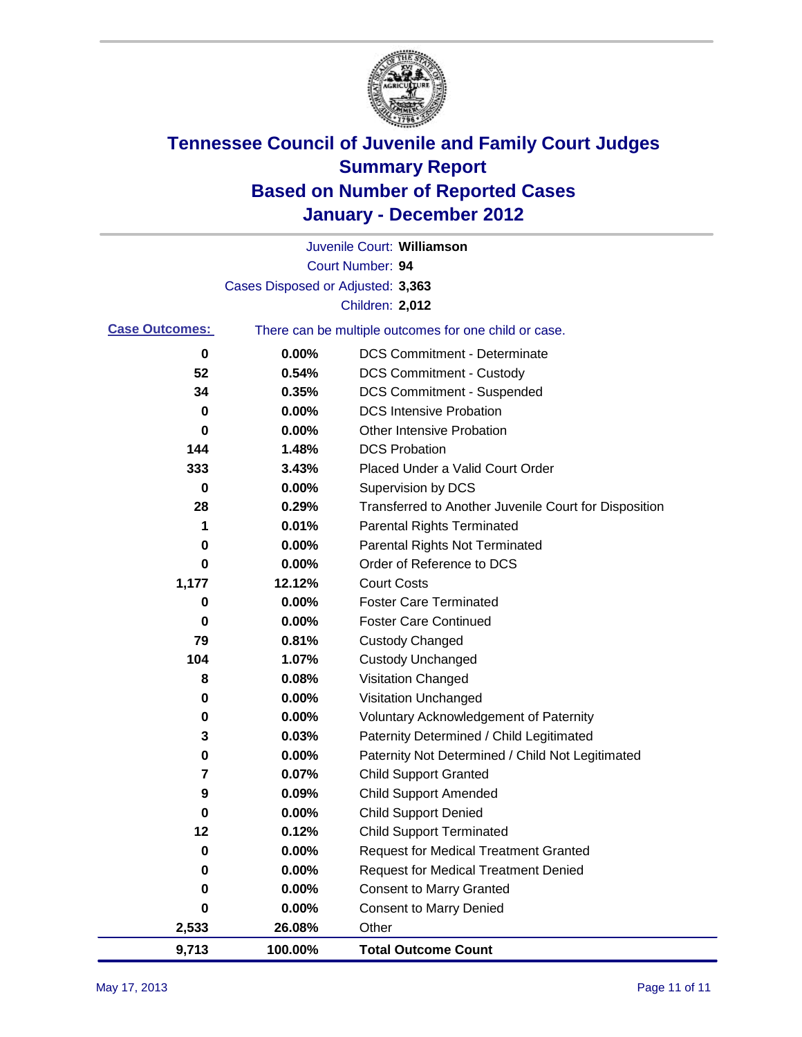# Tennessee Council of Juvenile and Family Court Judges
## Summary Report
## Based on Number of Reported Cases
## January - December 2012

Juvenile Court: **Williamson**
Court Number: **94**
Cases Disposed or Adjusted: **3,363**
Children: **2,012**

**Case Outcomes:** There can be multiple outcomes for one child or case.

| | | |
|---|---|---|
| 0 | 0.00% | DCS Commitment - Determinate |
| 52 | 0.54% | DCS Commitment - Custody |
| 34 | 0.35% | DCS Commitment - Suspended |
| 0 | 0.00% | DCS Intensive Probation |
| 0 | 0.00% | Other Intensive Probation |
| 144 | 1.48% | DCS Probation |
| 333 | 3.43% | Placed Under a Valid Court Order |
| 0 | 0.00% | Supervision by DCS |
| 28 | 0.29% | Transferred to Another Juvenile Court for Disposition |
| 1 | 0.01% | Parental Rights Terminated |
| 0 | 0.00% | Parental Rights Not Terminated |
| 0 | 0.00% | Order of Reference to DCS |
| 1,177 | 12.12% | Court Costs |
| 0 | 0.00% | Foster Care Terminated |
| 0 | 0.00% | Foster Care Continued |
| 79 | 0.81% | Custody Changed |
| 104 | 1.07% | Custody Unchanged |
| 8 | 0.08% | Visitation Changed |
| 0 | 0.00% | Visitation Unchanged |
| 0 | 0.00% | Voluntary Acknowledgement of Paternity |
| 3 | 0.03% | Paternity Determined / Child Legitimated |
| 0 | 0.00% | Paternity Not Determined / Child Not Legitimated |
| 7 | 0.07% | Child Support Granted |
| 9 | 0.09% | Child Support Amended |
| 0 | 0.00% | Child Support Denied |
| 12 | 0.12% | Child Support Terminated |
| 0 | 0.00% | Request for Medical Treatment Granted |
| 0 | 0.00% | Request for Medical Treatment Denied |
| 0 | 0.00% | Consent to Marry Granted |
| 0 | 0.00% | Consent to Marry Denied |
| 2,533 | 26.08% | Other |
| **9,713** | **100.00%** | **Total Outcome Count** |